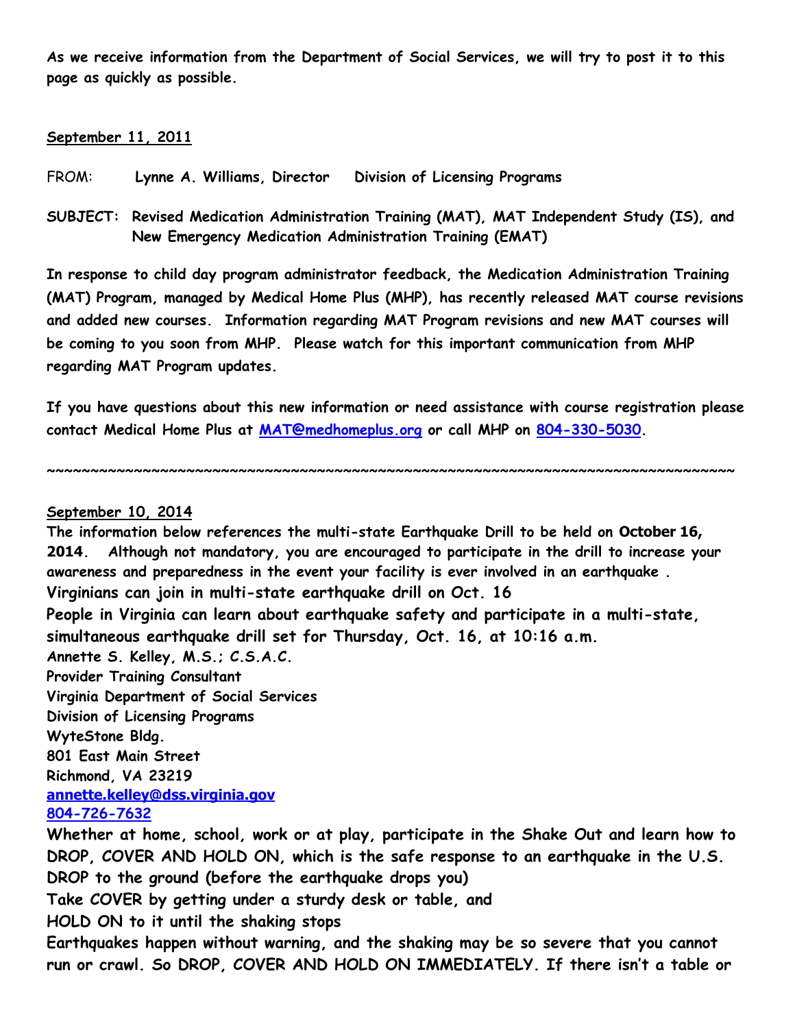**As we receive information from the Department of Social Services, we will try to post it to this page as quickly as possible.**

**September 11, 2011**

FROM: **Lynne A. Williams, Director Division of Licensing Programs**

**SUBJECT: Revised Medication Administration Training (MAT), MAT Independent Study (IS), and New Emergency Medication Administration Training (EMAT)**

**In response to child day program administrator feedback, the Medication Administration Training (MAT) Program, managed by Medical Home Plus (MHP), has recently released MAT course revisions and added new courses. Information regarding MAT Program revisions and new MAT courses will be coming to you soon from MHP. Please watch for this important communication from MHP regarding MAT Program updates.**

**If you have questions about this new information or need assistance with course registration please contact Medical Home Plus at [MAT@medhomeplus.org](mailto:MAT@medhomeplus.org) or call MHP on 804-330-5030.**

~~~~~~~~~~~~~~~~~~~~~~~~~~~~~~~~~~~~~~~~~~~~~~~~~~~~~~~~~~~~~~~~~~~~~~~~~~~~~~

**September 10, 2014**

**The information below references the multi-state Earthquake Drill to be held on October 16, 2014. Although not mandatory, you are encouraged to participate in the drill to increase your awareness and preparedness in the event your facility is ever involved in an earthquake .**

**Virginians can join in multi-state earthquake drill on Oct. 16**

**People in Virginia can learn about earthquake safety and participate in a multi-state, simultaneous earthquake drill set for Thursday, Oct. 16, at 10:16 a.m.**

**Annette S. Kelley, M.S.; C.S.A.C.**
**Provider Training Consultant**
**Virginia Department of Social Services**
**Division of Licensing Programs**
**WyteStone Bldg.**
**801 East Main Street**
**Richmond, VA 23219**
**[annette.kelley@dss.virginia.gov](mailto:annette.kelley@dss.virginia.gov)**
**804-726-7632**

**Whether at home, school, work or at play, participate in the Shake Out and learn how to DROP, COVER AND HOLD ON, which is the safe response to an earthquake in the U.S.**

**DROP to the ground (before the earthquake drops you)**

**Take COVER by getting under a sturdy desk or table, and**

**HOLD ON to it until the shaking stops**

**Earthquakes happen without warning, and the shaking may be so severe that you cannot run or crawl. So DROP, COVER AND HOLD ON IMMEDIATELY. If there isn't a table or**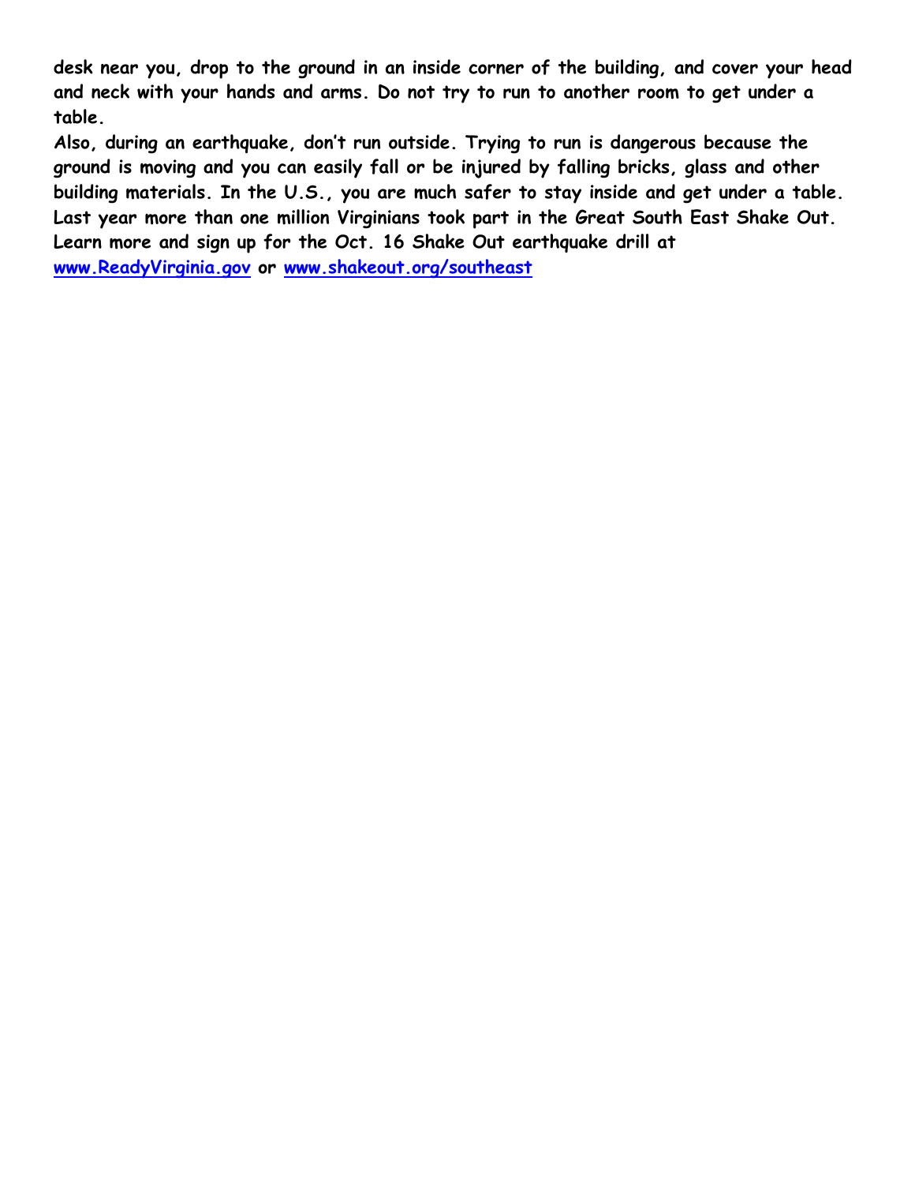**desk near you, drop to the ground in an inside corner of the building, and cover your head and neck with your hands and arms. Do not try to run to another room to get under a table.**

**Also, during an earthquake, don't run outside. Trying to run is dangerous because the ground is moving and you can easily fall or be injured by falling bricks, glass and other building materials. In the U.S., you are much safer to stay inside and get under a table.**

**Last year more than one million Virginians took part in the Great South East Shake Out.**

**Learn more and sign up for the Oct. 16 Shake Out earthquake drill at [www.ReadyVirginia.gov](http://www.ReadyVirginia.gov) or [www.shakeout.org/southeast](http://www.shakeout.org/southeast)**